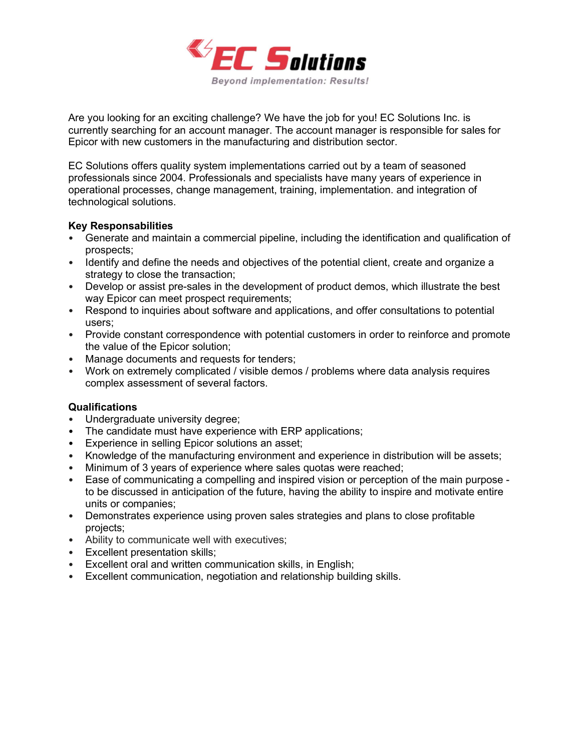# EC Solutions

*Beyond implementation: Results!*

Are you looking for an exciting challenge? We have the job for you! EC Solutions Inc. is currently searching for an account manager. The account manager is responsible for sales for Epicor with new customers in the manufacturing and distribution sector.

EC Solutions offers quality system implementations carried out by a team of seasoned professionals since 2004. Professionals and specialists have many years of experience in operational processes, change management, training, implementation. and integration of technological solutions.

**Key Responsabilities**

- Generate and maintain a commercial pipeline, including the identification and qualification of prospects;
- Identify and define the needs and objectives of the potential client, create and organize a strategy to close the transaction;
- Develop or assist pre-sales in the development of product demos, which illustrate the best way Epicor can meet prospect requirements;
- Respond to inquiries about software and applications, and offer consultations to potential users;
- Provide constant correspondence with potential customers in order to reinforce and promote the value of the Epicor solution;
- Manage documents and requests for tenders;
- Work on extremely complicated / visible demos / problems where data analysis requires complex assessment of several factors.

**Qualifications**

- Undergraduate university degree;
- The candidate must have experience with ERP applications;
- Experience in selling Epicor solutions an asset;
- Knowledge of the manufacturing environment and experience in distribution will be assets;
- Minimum of 3 years of experience where sales quotas were reached;
- Ease of communicating a compelling and inspired vision or perception of the main purpose - to be discussed in anticipation of the future, having the ability to inspire and motivate entire units or companies;
- Demonstrates experience using proven sales strategies and plans to close profitable projects;
- Ability to communicate well with executives;
- Excellent presentation skills;
- Excellent oral and written communication skills, in English;
- Excellent communication, negotiation and relationship building skills.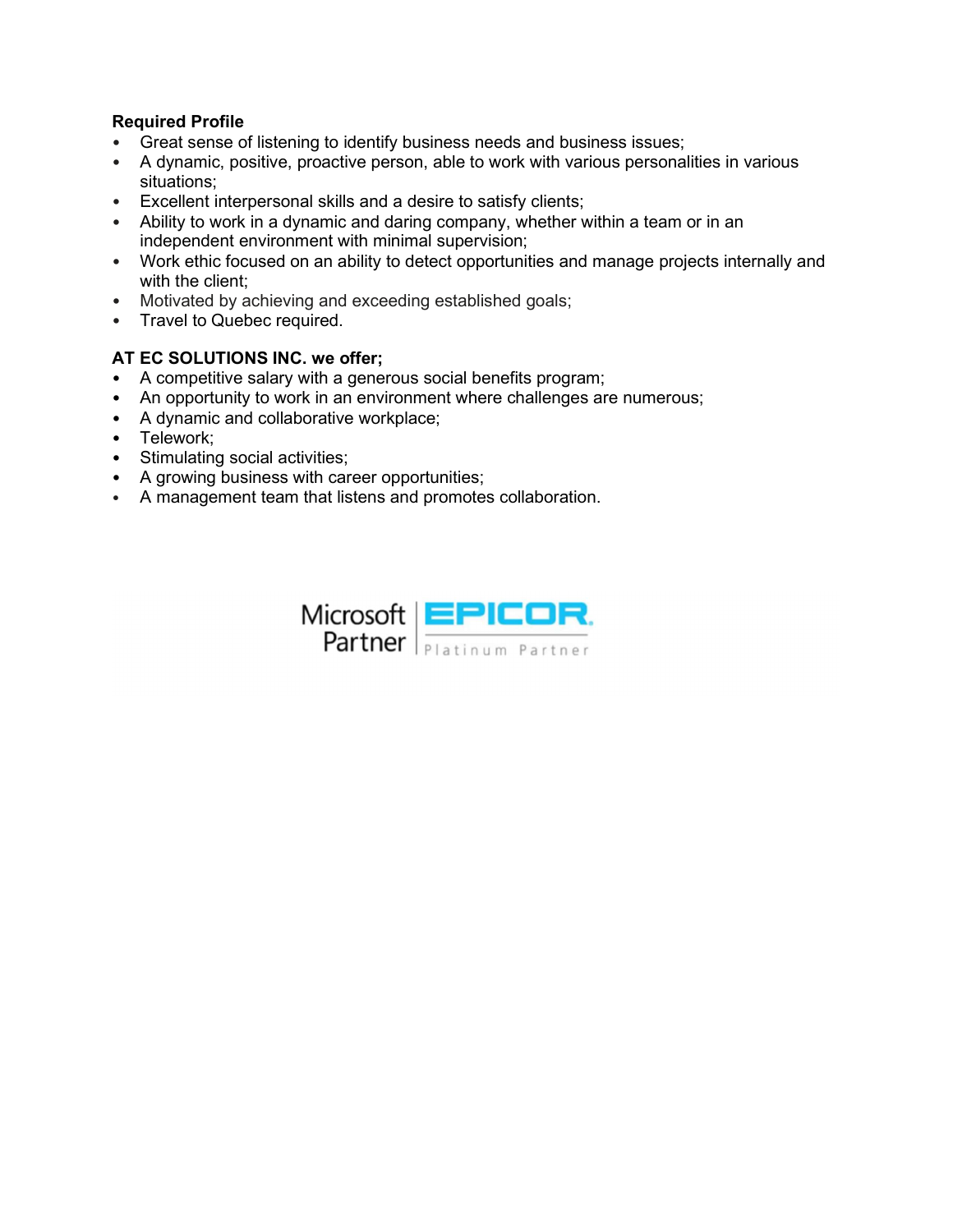**Required Profile**

- Great sense of listening to identify business needs and business issues;
- A dynamic, positive, proactive person, able to work with various personalities in various situations;
- Excellent interpersonal skills and a desire to satisfy clients;
- Ability to work in a dynamic and daring company, whether within a team or in an independent environment with minimal supervision;
- Work ethic focused on an ability to detect opportunities and manage projects internally and with the client;
- Motivated by achieving and exceeding established goals;
- Travel to Quebec required.

**AT EC SOLUTIONS INC. we offer;**

- A competitive salary with a generous social benefits program;
- An opportunity to work in an environment where challenges are numerous;
- A dynamic and collaborative workplace;
- Telework;
- Stimulating social activities;
- A growing business with career opportunities;
- A management team that listens and promotes collaboration.

Microsoft Partner | EPICOR Platinum Partner